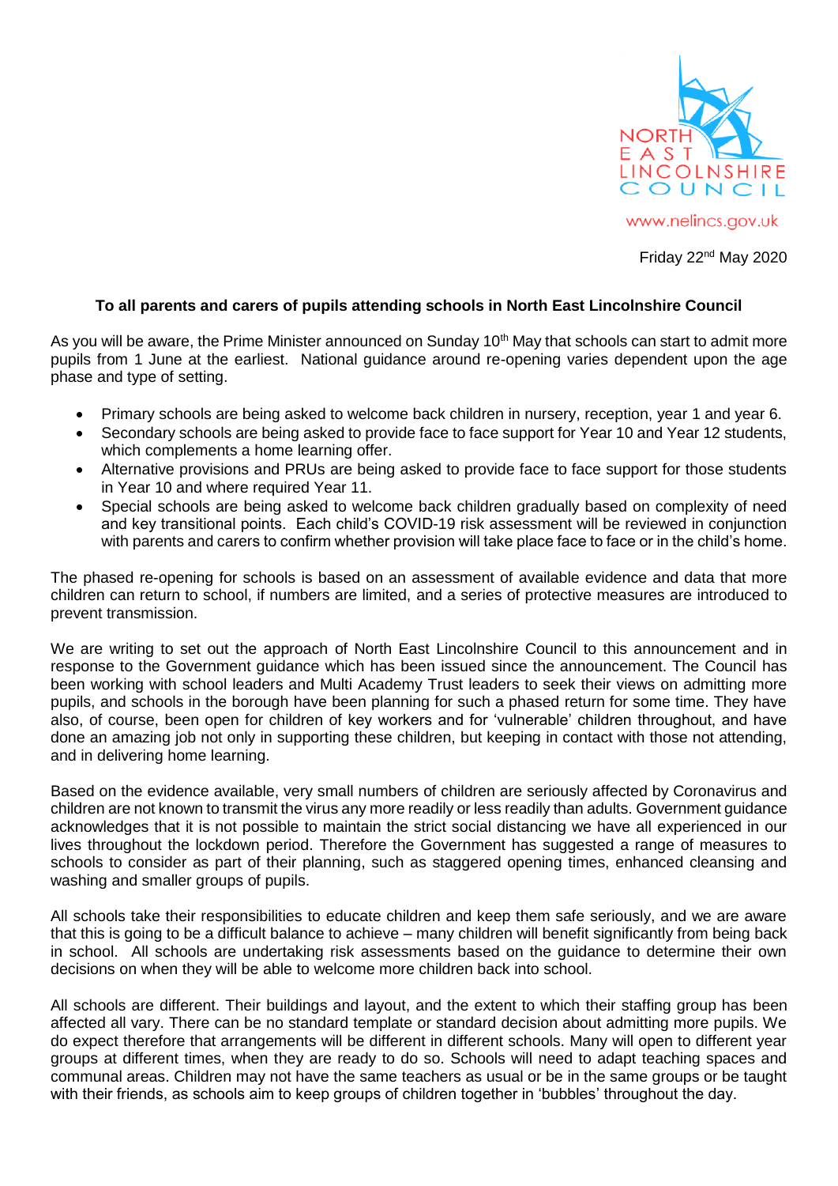NORTH EAST LINCOLNSHIRE COUNCIL

www.nelincs.gov.uk

Friday 22nd May 2020

**To all parents and carers of pupils attending schools in North East Lincolnshire Council**

As you will be aware, the Prime Minister announced on Sunday 10th May that schools can start to admit more pupils from 1 June at the earliest. National guidance around re-opening varies dependent upon the age phase and type of setting.

- Primary schools are being asked to welcome back children in nursery, reception, year 1 and year 6.
- Secondary schools are being asked to provide face to face support for Year 10 and Year 12 students, which complements a home learning offer.
- Alternative provisions and PRUs are being asked to provide face to face support for those students in Year 10 and where required Year 11.
- Special schools are being asked to welcome back children gradually based on complexity of need and key transitional points. Each child's COVID-19 risk assessment will be reviewed in conjunction with parents and carers to confirm whether provision will take place face to face or in the child's home.

The phased re-opening for schools is based on an assessment of available evidence and data that more children can return to school, if numbers are limited, and a series of protective measures are introduced to prevent transmission.

We are writing to set out the approach of North East Lincolnshire Council to this announcement and in response to the Government guidance which has been issued since the announcement. The Council has been working with school leaders and Multi Academy Trust leaders to seek their views on admitting more pupils, and schools in the borough have been planning for such a phased return for some time. They have also, of course, been open for children of key workers and for 'vulnerable' children throughout, and have done an amazing job not only in supporting these children, but keeping in contact with those not attending, and in delivering home learning.

Based on the evidence available, very small numbers of children are seriously affected by Coronavirus and children are not known to transmit the virus any more readily or less readily than adults. Government guidance acknowledges that it is not possible to maintain the strict social distancing we have all experienced in our lives throughout the lockdown period. Therefore the Government has suggested a range of measures to schools to consider as part of their planning, such as staggered opening times, enhanced cleansing and washing and smaller groups of pupils.

All schools take their responsibilities to educate children and keep them safe seriously, and we are aware that this is going to be a difficult balance to achieve – many children will benefit significantly from being back in school. All schools are undertaking risk assessments based on the guidance to determine their own decisions on when they will be able to welcome more children back into school.

All schools are different. Their buildings and layout, and the extent to which their staffing group has been affected all vary. There can be no standard template or standard decision about admitting more pupils. We do expect therefore that arrangements will be different in different schools. Many will open to different year groups at different times, when they are ready to do so. Schools will need to adapt teaching spaces and communal areas. Children may not have the same teachers as usual or be in the same groups or be taught with their friends, as schools aim to keep groups of children together in 'bubbles' throughout the day.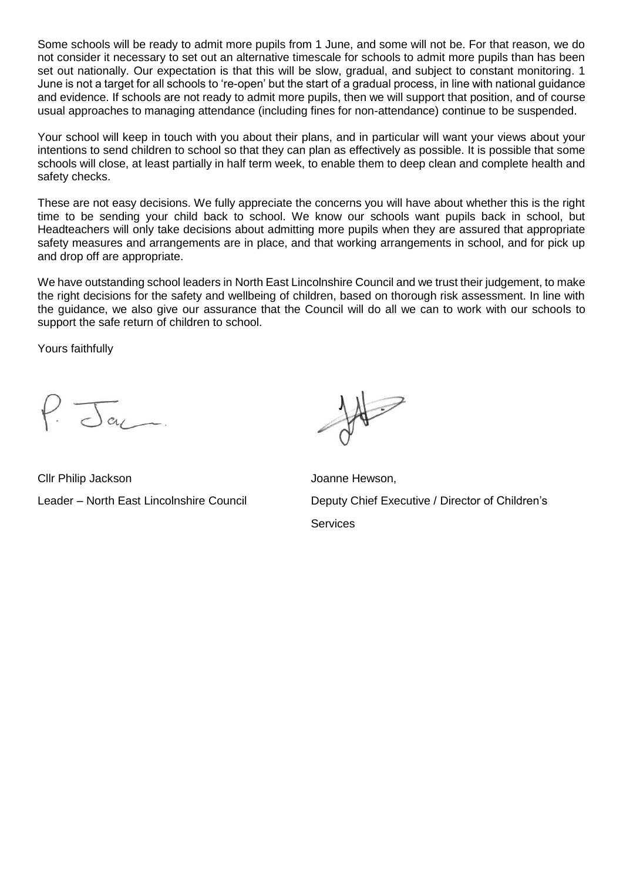Some schools will be ready to admit more pupils from 1 June, and some will not be. For that reason, we do not consider it necessary to set out an alternative timescale for schools to admit more pupils than has been set out nationally. Our expectation is that this will be slow, gradual, and subject to constant monitoring. 1 June is not a target for all schools to 're-open' but the start of a gradual process, in line with national guidance and evidence. If schools are not ready to admit more pupils, then we will support that position, and of course usual approaches to managing attendance (including fines for non-attendance) continue to be suspended.

Your school will keep in touch with you about their plans, and in particular will want your views about your intentions to send children to school so that they can plan as effectively as possible. It is possible that some schools will close, at least partially in half term week, to enable them to deep clean and complete health and safety checks.

These are not easy decisions. We fully appreciate the concerns you will have about whether this is the right time to be sending your child back to school. We know our schools want pupils back in school, but Headteachers will only take decisions about admitting more pupils when they are assured that appropriate safety measures and arrangements are in place, and that working arrangements in school, and for pick up and drop off are appropriate.

We have outstanding school leaders in North East Lincolnshire Council and we trust their judgement, to make the right decisions for the safety and wellbeing of children, based on thorough risk assessment. In line with the guidance, we also give our assurance that the Council will do all we can to work with our schools to support the safe return of children to school.

Yours faithfully

Cllr Philip Jackson
Leader – North East Lincolnshire Council

Joanne Hewson,
Deputy Chief Executive / Director of Children's Services